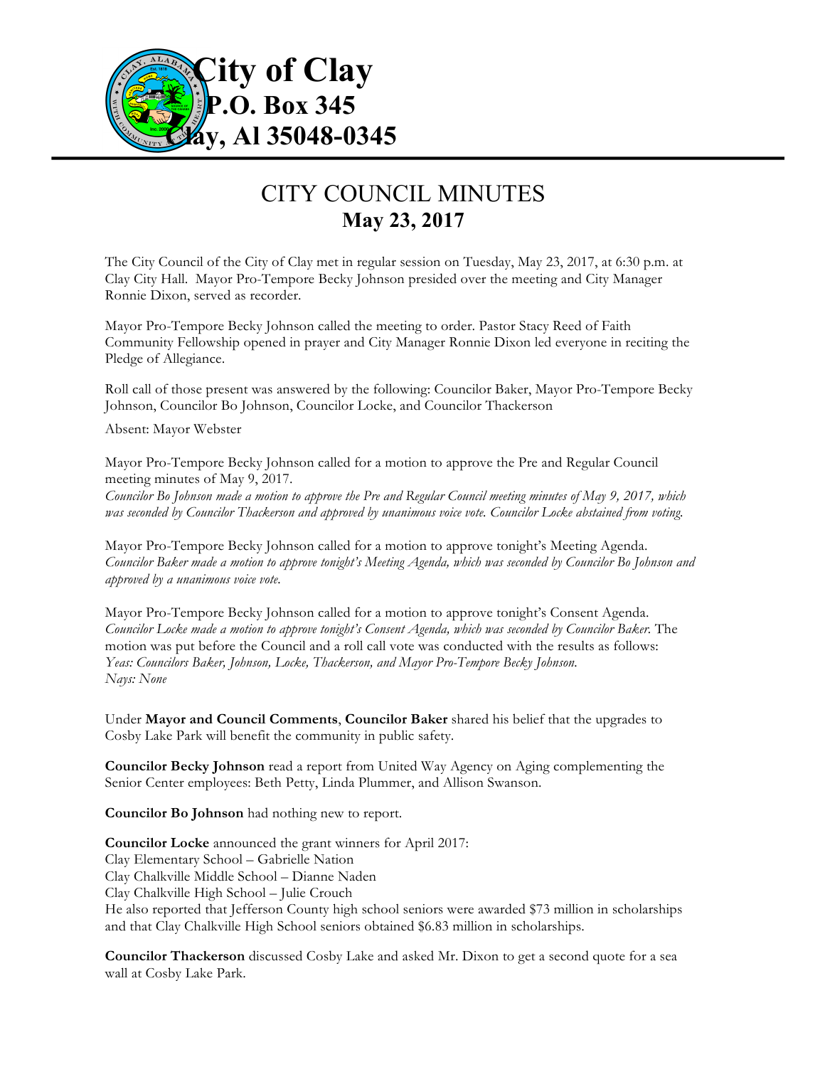# City of Clay
# P.O. Box 345
# Clay, Al 35048-0345

## CITY COUNCIL MINUTES
### May 23, 2017

The City Council of the City of Clay met in regular session on Tuesday, May 23, 2017, at 6:30 p.m. at Clay City Hall. Mayor Pro-Tempore Becky Johnson presided over the meeting and City Manager Ronnie Dixon, served as recorder.

Mayor Pro-Tempore Becky Johnson called the meeting to order. Pastor Stacy Reed of Faith Community Fellowship opened in prayer and City Manager Ronnie Dixon led everyone in reciting the Pledge of Allegiance.

Roll call of those present was answered by the following: Councilor Baker, Mayor Pro-Tempore Becky Johnson, Councilor Bo Johnson, Councilor Locke, and Councilor Thackerson

Absent: Mayor Webster

Mayor Pro-Tempore Becky Johnson called for a motion to approve the Pre and Regular Council meeting minutes of May 9, 2017.
*Councilor Bo Johnson made a motion to approve the Pre and Regular Council meeting minutes of May 9, 2017, which was seconded by Councilor Thackerson and approved by unanimous voice vote. Councilor Locke abstained from voting.*

Mayor Pro-Tempore Becky Johnson called for a motion to approve tonight's Meeting Agenda.
*Councilor Baker made a motion to approve tonight's Meeting Agenda, which was seconded by Councilor Bo Johnson and approved by a unanimous voice vote.*

Mayor Pro-Tempore Becky Johnson called for a motion to approve tonight's Consent Agenda.
*Councilor Locke made a motion to approve tonight's Consent Agenda, which was seconded by Councilor Baker.* The motion was put before the Council and a roll call vote was conducted with the results as follows:
*Yeas: Councilors Baker, Johnson, Locke, Thackerson, and Mayor Pro-Tempore Becky Johnson.*
*Nays: None*

Under **Mayor and Council Comments**, **Councilor Baker** shared his belief that the upgrades to Cosby Lake Park will benefit the community in public safety.

**Councilor Becky Johnson** read a report from United Way Agency on Aging complementing the Senior Center employees: Beth Petty, Linda Plummer, and Allison Swanson.

**Councilor Bo Johnson** had nothing new to report.

**Councilor Locke** announced the grant winners for April 2017:
Clay Elementary School – Gabrielle Nation
Clay Chalkville Middle School – Dianne Naden
Clay Chalkville High School – Julie Crouch
He also reported that Jefferson County high school seniors were awarded $73 million in scholarships and that Clay Chalkville High School seniors obtained $6.83 million in scholarships.

**Councilor Thackerson** discussed Cosby Lake and asked Mr. Dixon to get a second quote for a sea wall at Cosby Lake Park.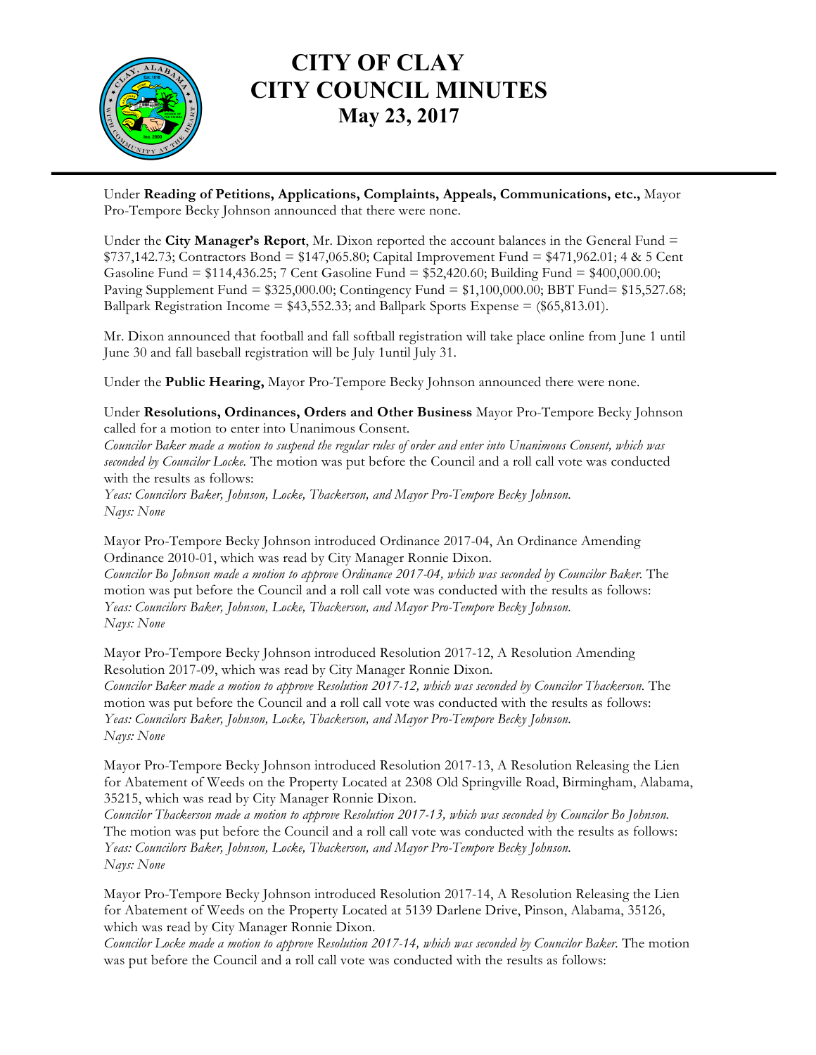Under **Reading of Petitions, Applications, Complaints, Appeals, Communications, etc.,** Mayor Pro-Tempore Becky Johnson announced that there were none.

Under the **City Manager's Report**, Mr. Dixon reported the account balances in the General Fund = $737,142.73; Contractors Bond = $147,065.80; Capital Improvement Fund = $471,962.01; 4 & 5 Cent Gasoline Fund = $114,436.25; 7 Cent Gasoline Fund = $52,420.60; Building Fund = $400,000.00; Paving Supplement Fund = $325,000.00; Contingency Fund = $1,100,000.00; BBT Fund= $15,527.68; Ballpark Registration Income = $43,552.33; and Ballpark Sports Expense = ($65,813.01).

Mr. Dixon announced that football and fall softball registration will take place online from June 1 until June 30 and fall baseball registration will be July 1until July 31.

Under the **Public Hearing,** Mayor Pro-Tempore Becky Johnson announced there were none.

Under **Resolutions, Ordinances, Orders and Other Business** Mayor Pro-Tempore Becky Johnson called for a motion to enter into Unanimous Consent.
*Councilor Baker made a motion to suspend the regular rules of order and enter into Unanimous Consent, which was seconded by Councilor Locke.* The motion was put before the Council and a roll call vote was conducted with the results as follows:
*Yeas: Councilors Baker, Johnson, Locke, Thackerson, and Mayor Pro-Tempore Becky Johnson.*
*Nays: None*

Mayor Pro-Tempore Becky Johnson introduced Ordinance 2017-04, An Ordinance Amending Ordinance 2010-01, which was read by City Manager Ronnie Dixon.
*Councilor Bo Johnson made a motion to approve Ordinance 2017-04, which was seconded by Councilor Baker.* The motion was put before the Council and a roll call vote was conducted with the results as follows:
*Yeas: Councilors Baker, Johnson, Locke, Thackerson, and Mayor Pro-Tempore Becky Johnson.*
*Nays: None*

Mayor Pro-Tempore Becky Johnson introduced Resolution 2017-12, A Resolution Amending Resolution 2017-09, which was read by City Manager Ronnie Dixon.
*Councilor Baker made a motion to approve Resolution 2017-12, which was seconded by Councilor Thackerson.* The motion was put before the Council and a roll call vote was conducted with the results as follows:
*Yeas: Councilors Baker, Johnson, Locke, Thackerson, and Mayor Pro-Tempore Becky Johnson.*
*Nays: None*

Mayor Pro-Tempore Becky Johnson introduced Resolution 2017-13, A Resolution Releasing the Lien for Abatement of Weeds on the Property Located at 2308 Old Springville Road, Birmingham, Alabama, 35215, which was read by City Manager Ronnie Dixon.
*Councilor Thackerson made a motion to approve Resolution 2017-13, which was seconded by Councilor Bo Johnson.* The motion was put before the Council and a roll call vote was conducted with the results as follows:
*Yeas: Councilors Baker, Johnson, Locke, Thackerson, and Mayor Pro-Tempore Becky Johnson.*
*Nays: None*

Mayor Pro-Tempore Becky Johnson introduced Resolution 2017-14, A Resolution Releasing the Lien for Abatement of Weeds on the Property Located at 5139 Darlene Drive, Pinson, Alabama, 35126, which was read by City Manager Ronnie Dixon.
*Councilor Locke made a motion to approve Resolution 2017-14, which was seconded by Councilor Baker.* The motion was put before the Council and a roll call vote was conducted with the results as follows: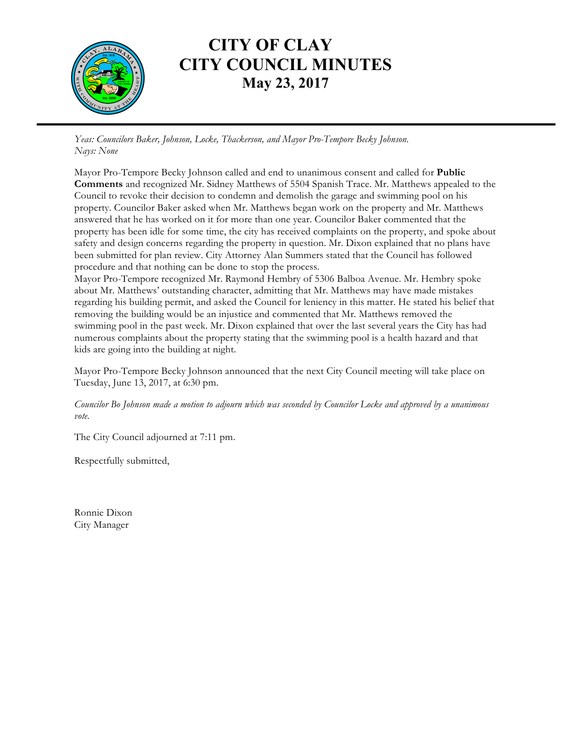# CITY OF CLAY
# CITY COUNCIL MINUTES
## May 23, 2017

*Yeas: Councilors Baker, Johnson, Locke, Thackerson, and Mayor Pro-Tempore Becky Johnson.*
*Nays: None*

Mayor Pro-Tempore Becky Johnson called and end to unanimous consent and called for **Public Comments** and recognized Mr. Sidney Matthews of 5504 Spanish Trace. Mr. Matthews appealed to the Council to revoke their decision to condemn and demolish the garage and swimming pool on his property. Councilor Baker asked when Mr. Matthews began work on the property and Mr. Matthews answered that he has worked on it for more than one year. Councilor Baker commented that the property has been idle for some time, the city has received complaints on the property, and spoke about safety and design concerns regarding the property in question. Mr. Dixon explained that no plans have been submitted for plan review. City Attorney Alan Summers stated that the Council has followed procedure and that nothing can be done to stop the process.
Mayor Pro-Tempore recognized Mr. Raymond Hembry of 5306 Balboa Avenue. Mr. Hembry spoke about Mr. Matthews' outstanding character, admitting that Mr. Matthews may have made mistakes regarding his building permit, and asked the Council for leniency in this matter. He stated his belief that removing the building would be an injustice and commented that Mr. Matthews removed the swimming pool in the past week. Mr. Dixon explained that over the last several years the City has had numerous complaints about the property stating that the swimming pool is a health hazard and that kids are going into the building at night.

Mayor Pro-Tempore Becky Johnson announced that the next City Council meeting will take place on Tuesday, June 13, 2017, at 6:30 pm.

*Councilor Bo Johnson made a motion to adjourn which was seconded by Councilor Locke and approved by a unanimous vote.*

The City Council adjourned at 7:11 pm.

Respectfully submitted,

Ronnie Dixon
City Manager